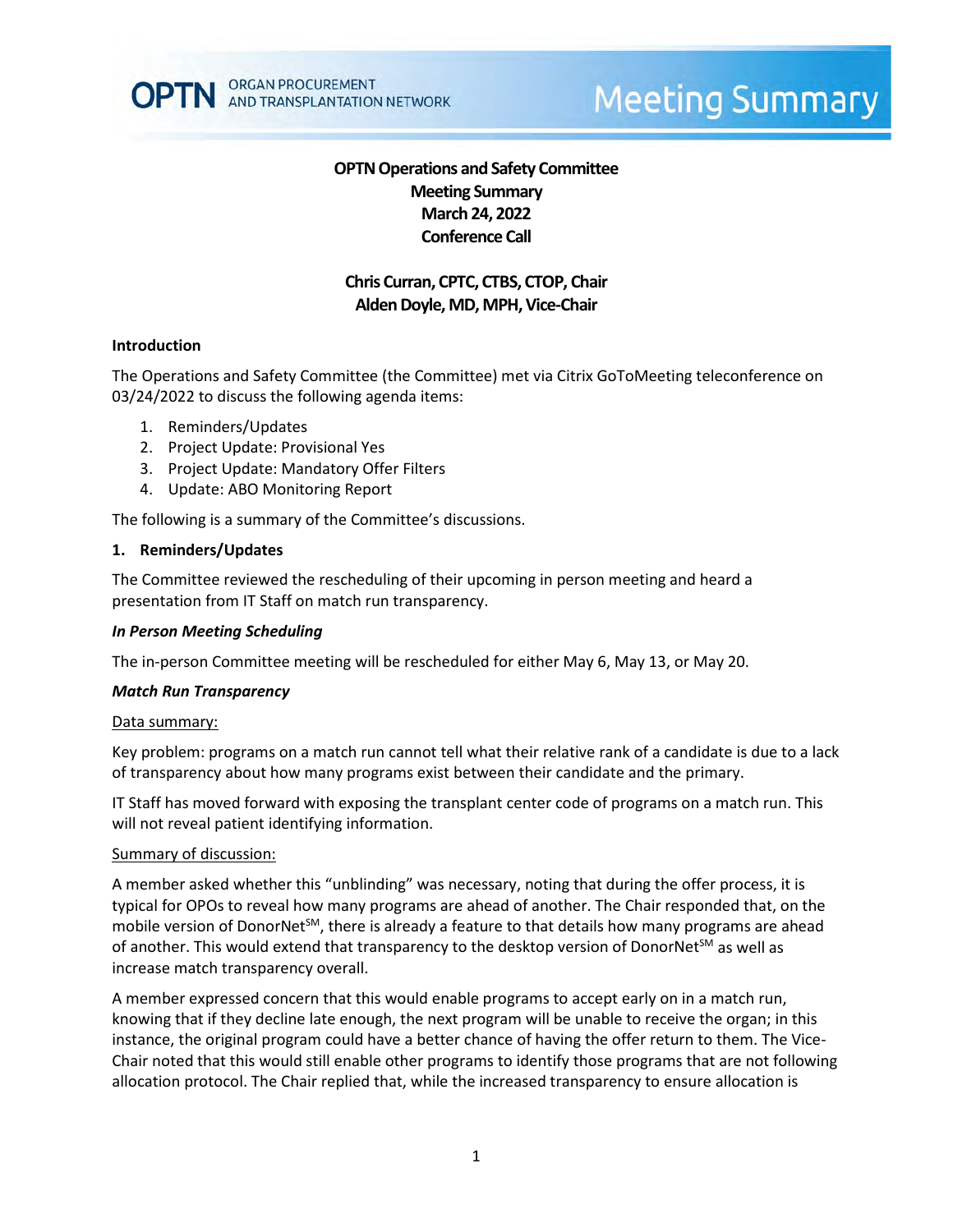# OPTN Operations and Safety Committee
## Meeting Summary
## March 24, 2022
## Conference Call

**Chris Curran, CPTC, CTBS, CTOP, Chair**
**Alden Doyle, MD, MPH, Vice-Chair**

### Introduction

The Operations and Safety Committee (the Committee) met via Citrix GoToMeeting teleconference on 03/24/2022 to discuss the following agenda items:

1. Reminders/Updates
2. Project Update: Provisional Yes
3. Project Update: Mandatory Offer Filters
4. Update: ABO Monitoring Report

The following is a summary of the Committee's discussions.

### 1. Reminders/Updates

The Committee reviewed the rescheduling of their upcoming in person meeting and heard a presentation from IT Staff on match run transparency.

#### *In Person Meeting Scheduling*

The in-person Committee meeting will be rescheduled for either May 6, May 13, or May 20.

#### *Match Run Transparency*

Data summary:

Key problem: programs on a match run cannot tell what their relative rank of a candidate is due to a lack of transparency about how many programs exist between their candidate and the primary.

IT Staff has moved forward with exposing the transplant center code of programs on a match run. This will not reveal patient identifying information.

Summary of discussion:

A member asked whether this "unblinding" was necessary, noting that during the offer process, it is typical for OPOs to reveal how many programs are ahead of another. The Chair responded that, on the mobile version of DonorNet[SM], there is already a feature to that details how many programs are ahead of another. This would extend that transparency to the desktop version of DonorNet[SM] as well as increase match transparency overall.

A member expressed concern that this would enable programs to accept early on in a match run, knowing that if they decline late enough, the next program will be unable to receive the organ; in this instance, the original program could have a better chance of having the offer return to them. The Vice-Chair noted that this would still enable other programs to identify those programs that are not following allocation protocol. The Chair replied that, while the increased transparency to ensure allocation is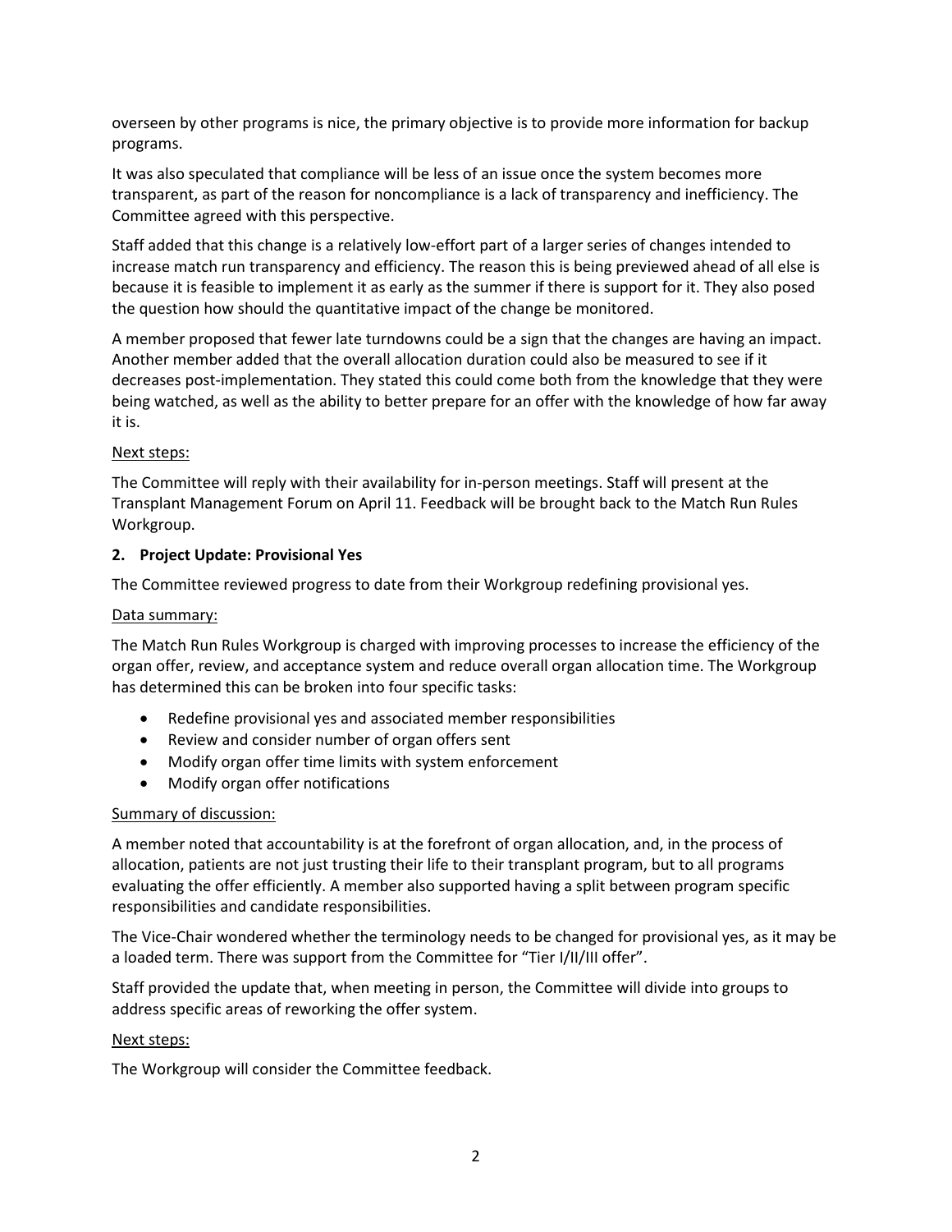overseen by other programs is nice, the primary objective is to provide more information for backup programs.

It was also speculated that compliance will be less of an issue once the system becomes more transparent, as part of the reason for noncompliance is a lack of transparency and inefficiency. The Committee agreed with this perspective.

Staff added that this change is a relatively low-effort part of a larger series of changes intended to increase match run transparency and efficiency. The reason this is being previewed ahead of all else is because it is feasible to implement it as early as the summer if there is support for it. They also posed the question how should the quantitative impact of the change be monitored.

A member proposed that fewer late turndowns could be a sign that the changes are having an impact. Another member added that the overall allocation duration could also be measured to see if it decreases post-implementation. They stated this could come both from the knowledge that they were being watched, as well as the ability to better prepare for an offer with the knowledge of how far away it is.

<u>Next steps:</u>

The Committee will reply with their availability for in-person meetings. Staff will present at the Transplant Management Forum on April 11. Feedback will be brought back to the Match Run Rules Workgroup.

**2. Project Update: Provisional Yes**

The Committee reviewed progress to date from their Workgroup redefining provisional yes.

<u>Data summary:</u>

The Match Run Rules Workgroup is charged with improving processes to increase the efficiency of the organ offer, review, and acceptance system and reduce overall organ allocation time. The Workgroup has determined this can be broken into four specific tasks:

- Redefine provisional yes and associated member responsibilities
- Review and consider number of organ offers sent
- Modify organ offer time limits with system enforcement
- Modify organ offer notifications

<u>Summary of discussion:</u>

A member noted that accountability is at the forefront of organ allocation, and, in the process of allocation, patients are not just trusting their life to their transplant program, but to all programs evaluating the offer efficiently. A member also supported having a split between program specific responsibilities and candidate responsibilities.

The Vice-Chair wondered whether the terminology needs to be changed for provisional yes, as it may be a loaded term. There was support from the Committee for "Tier I/II/III offer".

Staff provided the update that, when meeting in person, the Committee will divide into groups to address specific areas of reworking the offer system.

<u>Next steps:</u>

The Workgroup will consider the Committee feedback.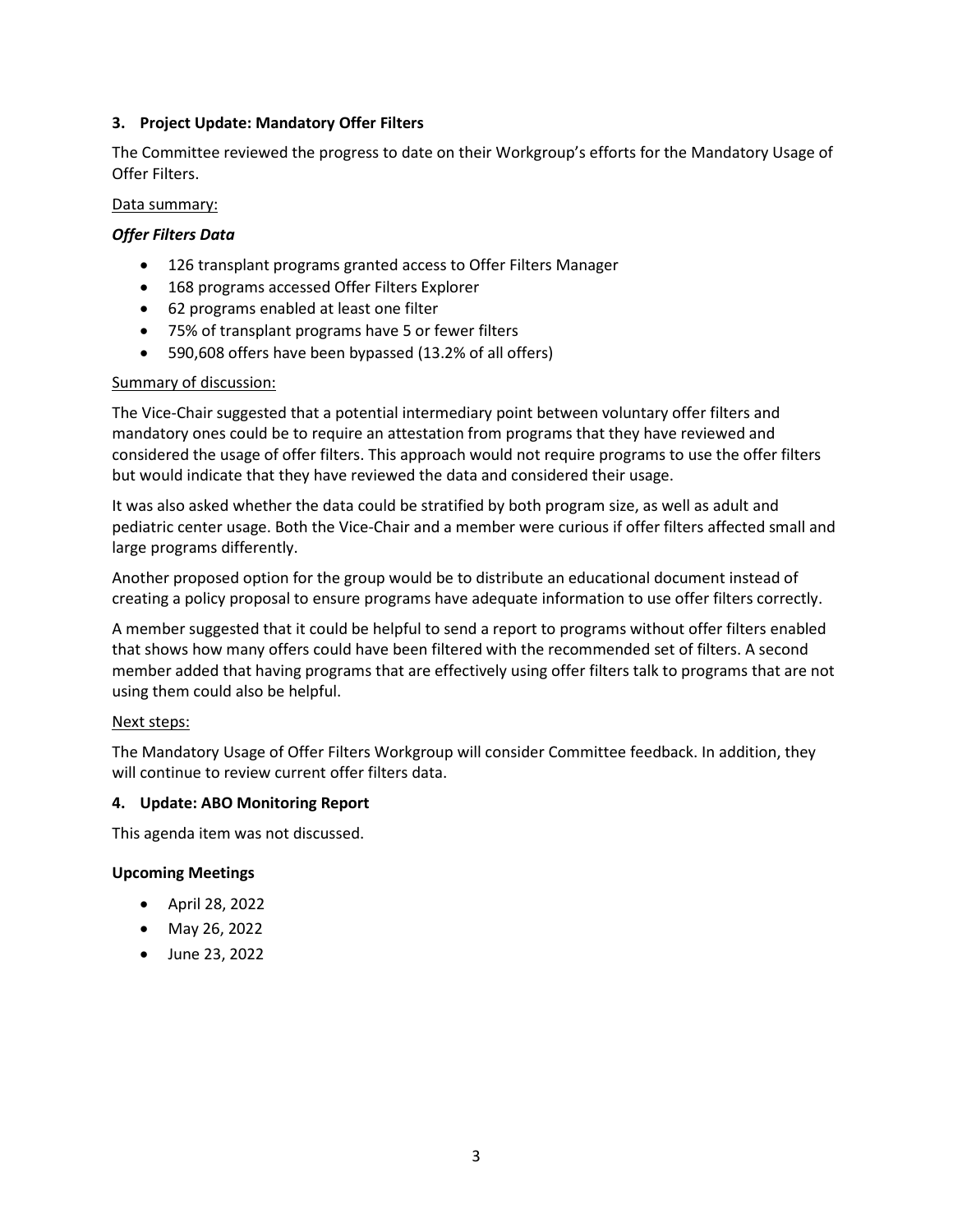### 3. Project Update: Mandatory Offer Filters

The Committee reviewed the progress to date on their Workgroup's efforts for the Mandatory Usage of Offer Filters.

Data summary:

***Offer Filters Data***

- 126 transplant programs granted access to Offer Filters Manager
- 168 programs accessed Offer Filters Explorer
- 62 programs enabled at least one filter
- 75% of transplant programs have 5 or fewer filters
- 590,608 offers have been bypassed (13.2% of all offers)

Summary of discussion:

The Vice-Chair suggested that a potential intermediary point between voluntary offer filters and mandatory ones could be to require an attestation from programs that they have reviewed and considered the usage of offer filters. This approach would not require programs to use the offer filters but would indicate that they have reviewed the data and considered their usage.

It was also asked whether the data could be stratified by both program size, as well as adult and pediatric center usage. Both the Vice-Chair and a member were curious if offer filters affected small and large programs differently.

Another proposed option for the group would be to distribute an educational document instead of creating a policy proposal to ensure programs have adequate information to use offer filters correctly.

A member suggested that it could be helpful to send a report to programs without offer filters enabled that shows how many offers could have been filtered with the recommended set of filters. A second member added that having programs that are effectively using offer filters talk to programs that are not using them could also be helpful.

Next steps:

The Mandatory Usage of Offer Filters Workgroup will consider Committee feedback. In addition, they will continue to review current offer filters data.

### 4. Update: ABO Monitoring Report

This agenda item was not discussed.

### Upcoming Meetings

- April 28, 2022
- May 26, 2022
- June 23, 2022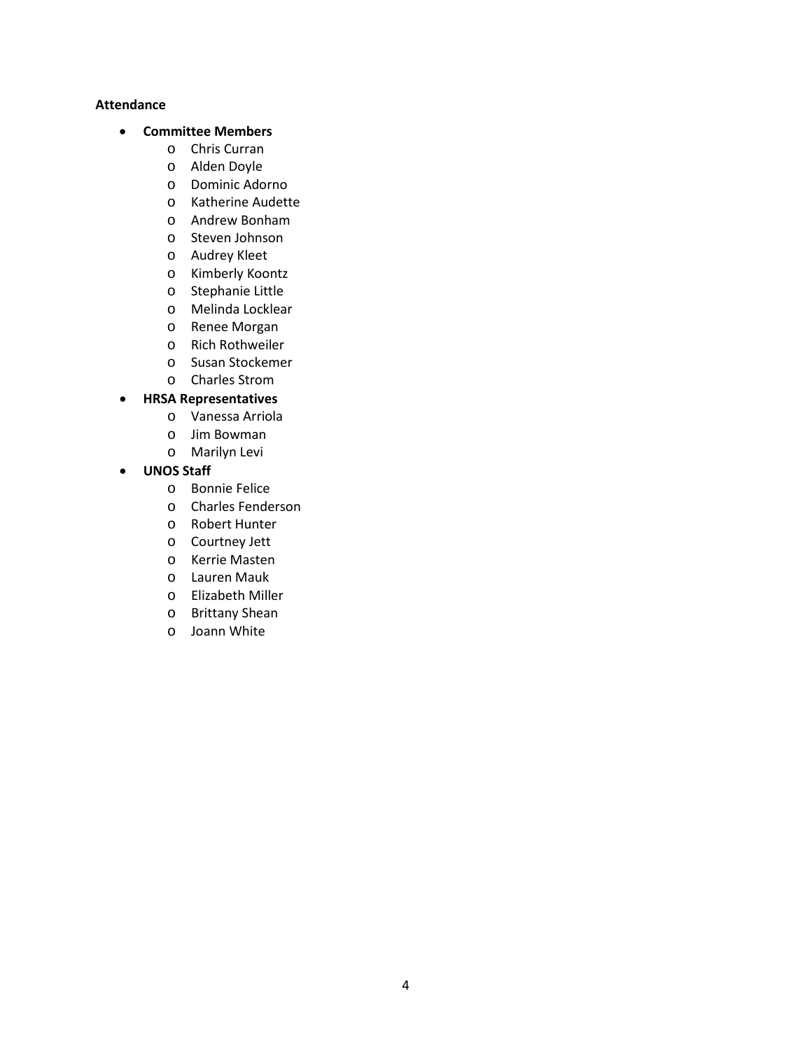**Attendance**

- **Committee Members**
  - Chris Curran
  - Alden Doyle
  - Dominic Adorno
  - Katherine Audette
  - Andrew Bonham
  - Steven Johnson
  - Audrey Kleet
  - Kimberly Koontz
  - Stephanie Little
  - Melinda Locklear
  - Renee Morgan
  - Rich Rothweiler
  - Susan Stockemer
  - Charles Strom
- **HRSA Representatives**
  - Vanessa Arriola
  - Jim Bowman
  - Marilyn Levi
- **UNOS Staff**
  - Bonnie Felice
  - Charles Fenderson
  - Robert Hunter
  - Courtney Jett
  - Kerrie Masten
  - Lauren Mauk
  - Elizabeth Miller
  - Brittany Shean
  - Joann White